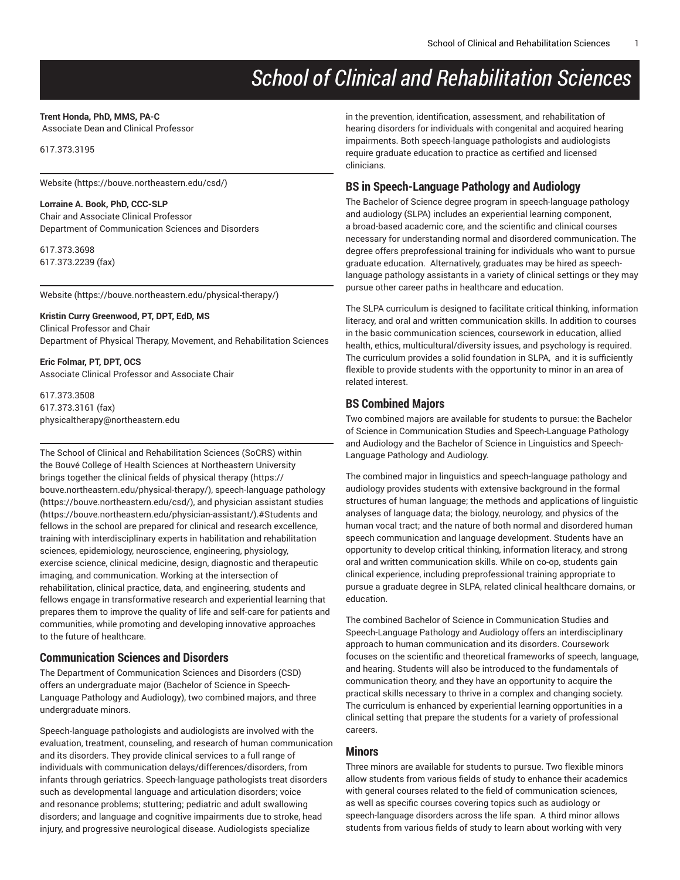# School of Clinical and Rehabilitation Sciences

**Trent Honda, PhD, MMS, PA-C**
Associate Dean and Clinical Professor

617.373.3195

---

Website (https://bouve.northeastern.edu/csd/)

**Lorraine A. Book, PhD, CCC-SLP**
Chair and Associate Clinical Professor
Department of Communication Sciences and Disorders

617.373.3698
617.373.2239 (fax)

---

Website (https://bouve.northeastern.edu/physical-therapy/)

**Kristin Curry Greenwood, PT, DPT, EdD, MS**
Clinical Professor and Chair
Department of Physical Therapy, Movement, and Rehabilitation Sciences

**Eric Folmar, PT, DPT, OCS**
Associate Clinical Professor and Associate Chair

617.373.3508
617.373.3161 (fax)
physicaltherapy@northeastern.edu

---

The School of Clinical and Rehabilitation Sciences (SoCRS) within the Bouvé College of Health Sciences at Northeastern University brings together the clinical fields of physical therapy (https://bouve.northeastern.edu/physical-therapy/), speech-language pathology (https://bouve.northeastern.edu/csd/), and physician assistant studies (https://bouve.northeastern.edu/physician-assistant/).#Students and fellows in the school are prepared for clinical and research excellence, training with interdisciplinary experts in habilitation and rehabilitation sciences, epidemiology, neuroscience, engineering, physiology, exercise science, clinical medicine, design, diagnostic and therapeutic imaging, and communication. Working at the intersection of rehabilitation, clinical practice, data, and engineering, students and fellows engage in transformative research and experiential learning that prepares them to improve the quality of life and self-care for patients and communities, while promoting and developing innovative approaches to the future of healthcare.

## Communication Sciences and Disorders

The Department of Communication Sciences and Disorders (CSD) offers an undergraduate major (Bachelor of Science in Speech-Language Pathology and Audiology), two combined majors, and three undergraduate minors.

Speech-language pathologists and audiologists are involved with the evaluation, treatment, counseling, and research of human communication and its disorders. They provide clinical services to a full range of individuals with communication delays/differences/disorders, from infants through geriatrics. Speech-language pathologists treat disorders such as developmental language and articulation disorders; voice and resonance problems; stuttering; pediatric and adult swallowing disorders; and language and cognitive impairments due to stroke, head injury, and progressive neurological disease. Audiologists specialize in the prevention, identification, assessment, and rehabilitation of hearing disorders for individuals with congenital and acquired hearing impairments. Both speech-language pathologists and audiologists require graduate education to practice as certified and licensed clinicians.

## BS in Speech-Language Pathology and Audiology

The Bachelor of Science degree program in speech-language pathology and audiology (SLPA) includes an experiential learning component, a broad-based academic core, and the scientific and clinical courses necessary for understanding normal and disordered communication. The degree offers preprofessional training for individuals who want to pursue graduate education. Alternatively, graduates may be hired as speech-language pathology assistants in a variety of clinical settings or they may pursue other career paths in healthcare and education.

The SLPA curriculum is designed to facilitate critical thinking, information literacy, and oral and written communication skills. In addition to courses in the basic communication sciences, coursework in education, allied health, ethics, multicultural/diversity issues, and psychology is required. The curriculum provides a solid foundation in SLPA, and it is sufficiently flexible to provide students with the opportunity to minor in an area of related interest.

## BS Combined Majors

Two combined majors are available for students to pursue: the Bachelor of Science in Communication Studies and Speech-Language Pathology and Audiology and the Bachelor of Science in Linguistics and Speech-Language Pathology and Audiology.

The combined major in linguistics and speech-language pathology and audiology provides students with extensive background in the formal structures of human language; the methods and applications of linguistic analyses of language data; the biology, neurology, and physics of the human vocal tract; and the nature of both normal and disordered human speech communication and language development. Students have an opportunity to develop critical thinking, information literacy, and strong oral and written communication skills. While on co-op, students gain clinical experience, including preprofessional training appropriate to pursue a graduate degree in SLPA, related clinical healthcare domains, or education.

The combined Bachelor of Science in Communication Studies and Speech-Language Pathology and Audiology offers an interdisciplinary approach to human communication and its disorders. Coursework focuses on the scientific and theoretical frameworks of speech, language, and hearing. Students will also be introduced to the fundamentals of communication theory, and they have an opportunity to acquire the practical skills necessary to thrive in a complex and changing society. The curriculum is enhanced by experiential learning opportunities in a clinical setting that prepare the students for a variety of professional careers.

## Minors

Three minors are available for students to pursue. Two flexible minors allow students from various fields of study to enhance their academics with general courses related to the field of communication sciences, as well as specific courses covering topics such as audiology or speech-language disorders across the life span. A third minor allows students from various fields of study to learn about working with very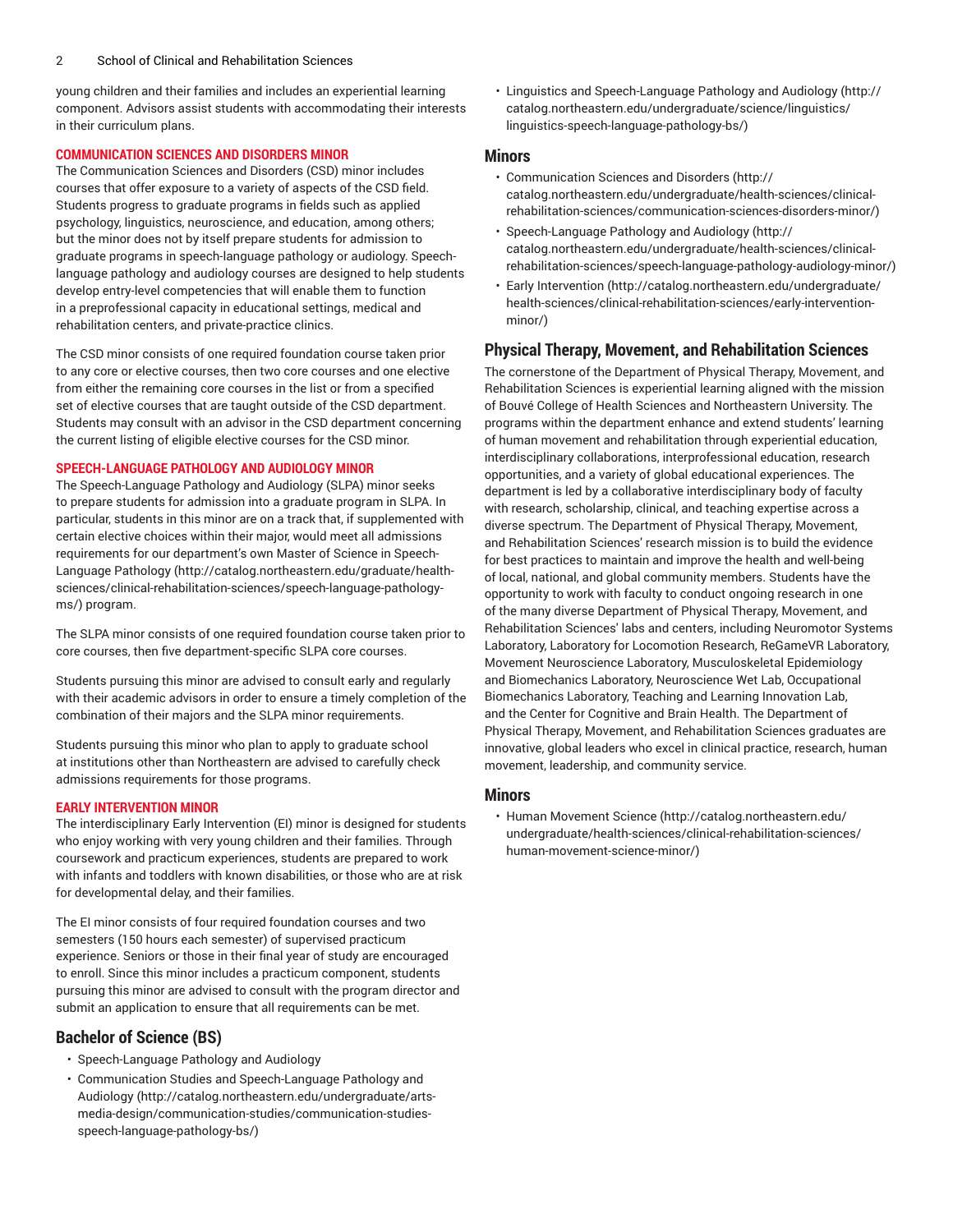young children and their families and includes an experiential learning component. Advisors assist students with accommodating their interests in their curriculum plans.

#### COMMUNICATION SCIENCES AND DISORDERS MINOR

The Communication Sciences and Disorders (CSD) minor includes courses that offer exposure to a variety of aspects of the CSD field. Students progress to graduate programs in fields such as applied psychology, linguistics, neuroscience, and education, among others; but the minor does not by itself prepare students for admission to graduate programs in speech-language pathology or audiology. Speech-language pathology and audiology courses are designed to help students develop entry-level competencies that will enable them to function in a preprofessional capacity in educational settings, medical and rehabilitation centers, and private-practice clinics.

The CSD minor consists of one required foundation course taken prior to any core or elective courses, then two core courses and one elective from either the remaining core courses in the list or from a specified set of elective courses that are taught outside of the CSD department. Students may consult with an advisor in the CSD department concerning the current listing of eligible elective courses for the CSD minor.

#### SPEECH-LANGUAGE PATHOLOGY AND AUDIOLOGY MINOR

The Speech-Language Pathology and Audiology (SLPA) minor seeks to prepare students for admission into a graduate program in SLPA. In particular, students in this minor are on a track that, if supplemented with certain elective choices within their major, would meet all admissions requirements for our department's own Master of Science in Speech-Language Pathology (http://catalog.northeastern.edu/graduate/health-sciences/clinical-rehabilitation-sciences/speech-language-pathology-ms/) program.

The SLPA minor consists of one required foundation course taken prior to core courses, then five department-specific SLPA core courses.

Students pursuing this minor are advised to consult early and regularly with their academic advisors in order to ensure a timely completion of the combination of their majors and the SLPA minor requirements.

Students pursuing this minor who plan to apply to graduate school at institutions other than Northeastern are advised to carefully check admissions requirements for those programs.

#### EARLY INTERVENTION MINOR

The interdisciplinary Early Intervention (EI) minor is designed for students who enjoy working with very young children and their families. Through coursework and practicum experiences, students are prepared to work with infants and toddlers with known disabilities, or those who are at risk for developmental delay, and their families.

The EI minor consists of four required foundation courses and two semesters (150 hours each semester) of supervised practicum experience. Seniors or those in their final year of study are encouraged to enroll. Since this minor includes a practicum component, students pursuing this minor are advised to consult with the program director and submit an application to ensure that all requirements can be met.

### Bachelor of Science (BS)

- Speech-Language Pathology and Audiology
- Communication Studies and Speech-Language Pathology and Audiology (http://catalog.northeastern.edu/undergraduate/arts-media-design/communication-studies/communication-studies-speech-language-pathology-bs/)
- Linguistics and Speech-Language Pathology and Audiology (http://catalog.northeastern.edu/undergraduate/science/linguistics/linguistics-speech-language-pathology-bs/)

### Minors

- Communication Sciences and Disorders (http://catalog.northeastern.edu/undergraduate/health-sciences/clinical-rehabilitation-sciences/communication-sciences-disorders-minor/)
- Speech-Language Pathology and Audiology (http://catalog.northeastern.edu/undergraduate/health-sciences/clinical-rehabilitation-sciences/speech-language-pathology-audiology-minor/)
- Early Intervention (http://catalog.northeastern.edu/undergraduate/health-sciences/clinical-rehabilitation-sciences/early-intervention-minor/)

## Physical Therapy, Movement, and Rehabilitation Sciences

The cornerstone of the Department of Physical Therapy, Movement, and Rehabilitation Sciences is experiential learning aligned with the mission of Bouvé College of Health Sciences and Northeastern University. The programs within the department enhance and extend students' learning of human movement and rehabilitation through experiential education, interdisciplinary collaborations, interprofessional education, research opportunities, and a variety of global educational experiences. The department is led by a collaborative interdisciplinary body of faculty with research, scholarship, clinical, and teaching expertise across a diverse spectrum. The Department of Physical Therapy, Movement, and Rehabilitation Sciences' research mission is to build the evidence for best practices to maintain and improve the health and well-being of local, national, and global community members. Students have the opportunity to work with faculty to conduct ongoing research in one of the many diverse Department of Physical Therapy, Movement, and Rehabilitation Sciences' labs and centers, including Neuromotor Systems Laboratory, Laboratory for Locomotion Research, ReGameVR Laboratory, Movement Neuroscience Laboratory, Musculoskeletal Epidemiology and Biomechanics Laboratory, Neuroscience Wet Lab, Occupational Biomechanics Laboratory, Teaching and Learning Innovation Lab, and the Center for Cognitive and Brain Health. The Department of Physical Therapy, Movement, and Rehabilitation Sciences graduates are innovative, global leaders who excel in clinical practice, research, human movement, leadership, and community service.

### Minors

- Human Movement Science (http://catalog.northeastern.edu/undergraduate/health-sciences/clinical-rehabilitation-sciences/human-movement-science-minor/)